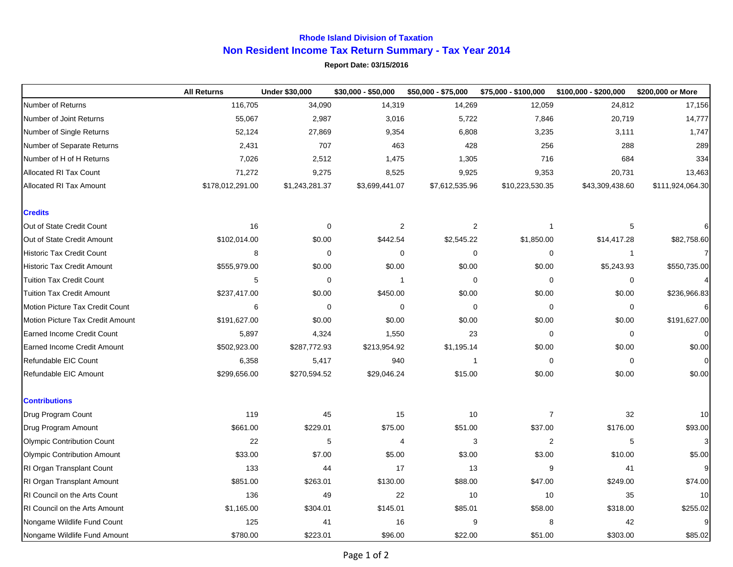**Rhode Island Division of Taxation**

# Non Resident Income Tax Return Summary - Tax Year 2014

**Report Date: 03/15/2016**

| | All Returns | Under $30,000 | $30,000 - $50,000 | $50,000 - $75,000 | $75,000 - $100,000 | $100,000 - $200,000 | $200,000 or More |
|---|---|---|---|---|---|---|---|
| Number of Returns | 116,705 | 34,090 | 14,319 | 14,269 | 12,059 | 24,812 | 17,156 |
| Number of Joint Returns | 55,067 | 2,987 | 3,016 | 5,722 | 7,846 | 20,719 | 14,777 |
| Number of Single Returns | 52,124 | 27,869 | 9,354 | 6,808 | 3,235 | 3,111 | 1,747 |
| Number of Separate Returns | 2,431 | 707 | 463 | 428 | 256 | 288 | 289 |
| Number of H of H Returns | 7,026 | 2,512 | 1,475 | 1,305 | 716 | 684 | 334 |
| Allocated RI Tax Count | 71,272 | 9,275 | 8,525 | 9,925 | 9,353 | 20,731 | 13,463 |
| Allocated RI Tax Amount | $178,012,291.00 | $1,243,281.37 | $3,699,441.07 | $7,612,535.96 | $10,223,530.35 | $43,309,438.60 | $111,924,064.30 |
| **Credits** | | | | | | | |
| Out of State Credit Count | 16 | 0 | 2 | 2 | 1 | 5 | 6 |
| Out of State Credit Amount | $102,014.00 | $0.00 | $442.54 | $2,545.22 | $1,850.00 | $14,417.28 | $82,758.60 |
| Historic Tax Credit Count | 8 | 0 | 0 | 0 | 0 | 1 | 7 |
| Historic Tax Credit Amount | $555,979.00 | $0.00 | $0.00 | $0.00 | $0.00 | $5,243.93 | $550,735.00 |
| Tuition Tax Credit Count | 5 | 0 | 1 | 0 | 0 | 0 | 4 |
| Tuition Tax Credit Amount | $237,417.00 | $0.00 | $450.00 | $0.00 | $0.00 | $0.00 | $236,966.83 |
| Motion Picture Tax Credit Count | 6 | 0 | 0 | 0 | 0 | 0 | 6 |
| Motion Picture Tax Credit Amount | $191,627.00 | $0.00 | $0.00 | $0.00 | $0.00 | $0.00 | $191,627.00 |
| Earned Income Credit Count | 5,897 | 4,324 | 1,550 | 23 | 0 | 0 | 0 |
| Earned Income Credit Amount | $502,923.00 | $287,772.93 | $213,954.92 | $1,195.14 | $0.00 | $0.00 | $0.00 |
| Refundable EIC Count | 6,358 | 5,417 | 940 | 1 | 0 | 0 | 0 |
| Refundable EIC Amount | $299,656.00 | $270,594.52 | $29,046.24 | $15.00 | $0.00 | $0.00 | $0.00 |
| **Contributions** | | | | | | | |
| Drug Program Count | 119 | 45 | 15 | 10 | 7 | 32 | 10 |
| Drug Program Amount | $661.00 | $229.01 | $75.00 | $51.00 | $37.00 | $176.00 | $93.00 |
| Olympic Contribution Count | 22 | 5 | 4 | 3 | 2 | 5 | 3 |
| Olympic Contribution Amount | $33.00 | $7.00 | $5.00 | $3.00 | $3.00 | $10.00 | $5.00 |
| RI Organ Transplant Count | 133 | 44 | 17 | 13 | 9 | 41 | 9 |
| RI Organ Transplant Amount | $851.00 | $263.01 | $130.00 | $88.00 | $47.00 | $249.00 | $74.00 |
| RI Council on the Arts Count | 136 | 49 | 22 | 10 | 10 | 35 | 10 |
| RI Council on the Arts Amount | $1,165.00 | $304.01 | $145.01 | $85.01 | $58.00 | $318.00 | $255.02 |
| Nongame Wildlife Fund Count | 125 | 41 | 16 | 9 | 8 | 42 | 9 |
| Nongame Wildlife Fund Amount | $780.00 | $223.01 | $96.00 | $22.00 | $51.00 | $303.00 | $85.02 |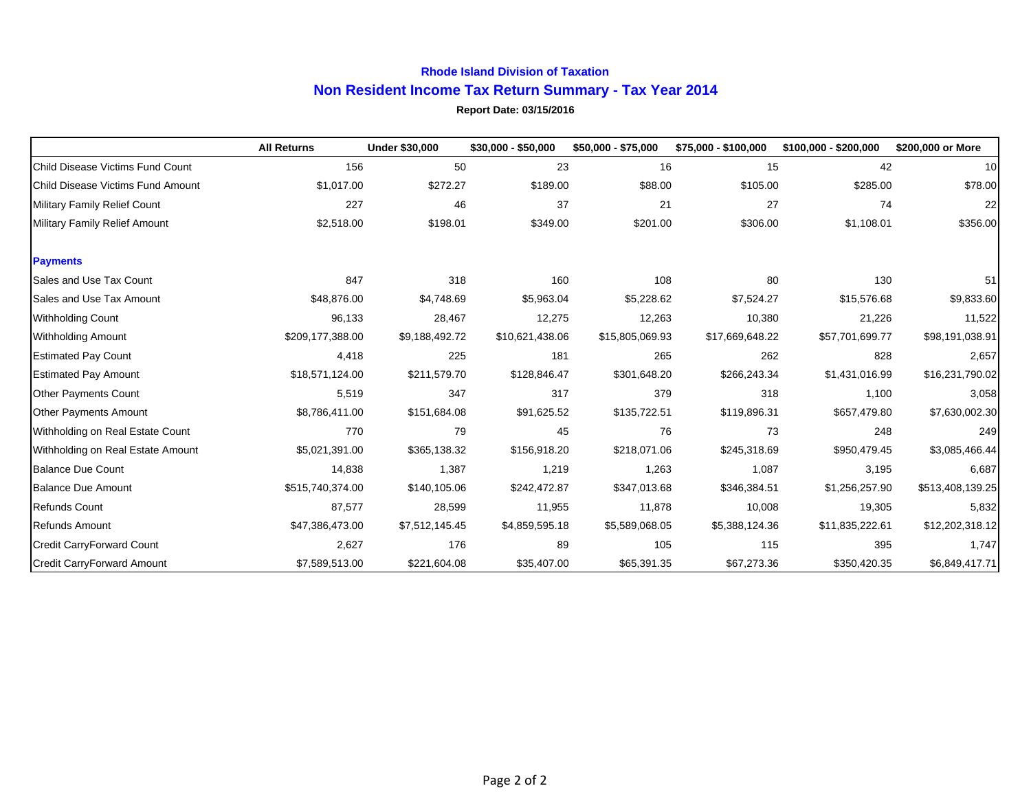**Rhode Island Division of Taxation**

## Non Resident Income Tax Return Summary - Tax Year 2014

**Report Date: 03/15/2016**

| | All Returns | Under $30,000 | $30,000 - $50,000 | $50,000 - $75,000 | $75,000 - $100,000 | $100,000 - $200,000 | $200,000 or More |
|---|---|---|---|---|---|---|---|
| Child Disease Victims Fund Count | 156 | 50 | 23 | 16 | 15 | 42 | 10 |
| Child Disease Victims Fund Amount | $1,017.00 | $272.27 | $189.00 | $88.00 | $105.00 | $285.00 | $78.00 |
| Military Family Relief Count | 227 | 46 | 37 | 21 | 27 | 74 | 22 |
| Military Family Relief Amount | $2,518.00 | $198.01 | $349.00 | $201.00 | $306.00 | $1,108.01 | $356.00 |
| **Payments** | | | | | | | |
| Sales and Use Tax Count | 847 | 318 | 160 | 108 | 80 | 130 | 51 |
| Sales and Use Tax Amount | $48,876.00 | $4,748.69 | $5,963.04 | $5,228.62 | $7,524.27 | $15,576.68 | $9,833.60 |
| Withholding Count | 96,133 | 28,467 | 12,275 | 12,263 | 10,380 | 21,226 | 11,522 |
| Withholding Amount | $209,177,388.00 | $9,188,492.72 | $10,621,438.06 | $15,805,069.93 | $17,669,648.22 | $57,701,699.77 | $98,191,038.91 |
| Estimated Pay Count | 4,418 | 225 | 181 | 265 | 262 | 828 | 2,657 |
| Estimated Pay Amount | $18,571,124.00 | $211,579.70 | $128,846.47 | $301,648.20 | $266,243.34 | $1,431,016.99 | $16,231,790.02 |
| Other Payments Count | 5,519 | 347 | 317 | 379 | 318 | 1,100 | 3,058 |
| Other Payments Amount | $8,786,411.00 | $151,684.08 | $91,625.52 | $135,722.51 | $119,896.31 | $657,479.80 | $7,630,002.30 |
| Withholding on Real Estate Count | 770 | 79 | 45 | 76 | 73 | 248 | 249 |
| Withholding on Real Estate Amount | $5,021,391.00 | $365,138.32 | $156,918.20 | $218,071.06 | $245,318.69 | $950,479.45 | $3,085,466.44 |
| Balance Due Count | 14,838 | 1,387 | 1,219 | 1,263 | 1,087 | 3,195 | 6,687 |
| Balance Due Amount | $515,740,374.00 | $140,105.06 | $242,472.87 | $347,013.68 | $346,384.51 | $1,256,257.90 | $513,408,139.25 |
| Refunds Count | 87,577 | 28,599 | 11,955 | 11,878 | 10,008 | 19,305 | 5,832 |
| Refunds Amount | $47,386,473.00 | $7,512,145.45 | $4,859,595.18 | $5,589,068.05 | $5,388,124.36 | $11,835,222.61 | $12,202,318.12 |
| Credit CarryForward Count | 2,627 | 176 | 89 | 105 | 115 | 395 | 1,747 |
| Credit CarryForward Amount | $7,589,513.00 | $221,604.08 | $35,407.00 | $65,391.35 | $67,273.36 | $350,420.35 | $6,849,417.71 |